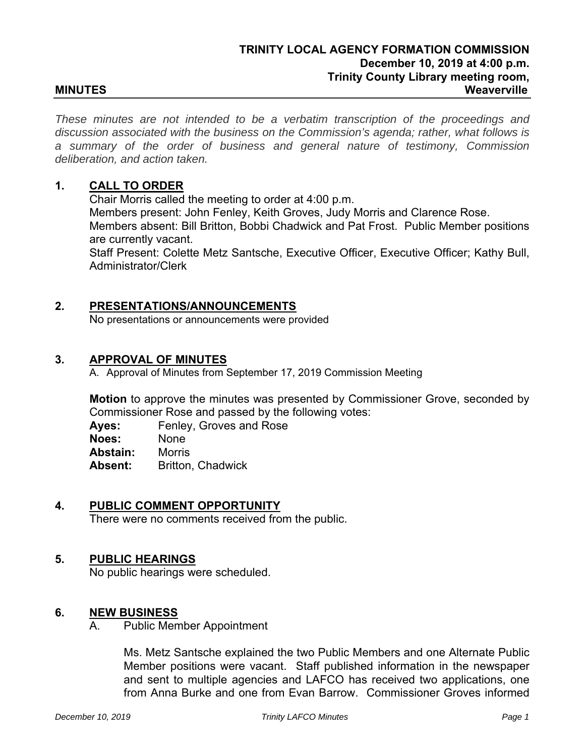# TRINITY LOCAL AGENCY FORMATION COMMISSION
**December 10, 2019 at 4:00 p.m.**
**Trinity County Library meeting room, Weaverville**

**MINUTES**

*These minutes are not intended to be a verbatim transcription of the proceedings and discussion associated with the business on the Commission's agenda; rather, what follows is a summary of the order of business and general nature of testimony, Commission deliberation, and action taken.*

## 1. CALL TO ORDER

Chair Morris called the meeting to order at 4:00 p.m.
Members present: John Fenley, Keith Groves, Judy Morris and Clarence Rose.
Members absent: Bill Britton, Bobbi Chadwick and Pat Frost. Public Member positions are currently vacant.
Staff Present: Colette Metz Santsche, Executive Officer, Executive Officer; Kathy Bull, Administrator/Clerk

## 2. PRESENTATIONS/ANNOUNCEMENTS

No presentations or announcements were provided

## 3. APPROVAL OF MINUTES

A. Approval of Minutes from September 17, 2019 Commission Meeting

**Motion** to approve the minutes was presented by Commissioner Grove, seconded by Commissioner Rose and passed by the following votes:

**Ayes:** Fenley, Groves and Rose
**Noes:** None
**Abstain:** Morris
**Absent:** Britton, Chadwick

## 4. PUBLIC COMMENT OPPORTUNITY

There were no comments received from the public.

## 5. PUBLIC HEARINGS

No public hearings were scheduled.

## 6. NEW BUSINESS

A. Public Member Appointment

Ms. Metz Santsche explained the two Public Members and one Alternate Public Member positions were vacant. Staff published information in the newspaper and sent to multiple agencies and LAFCO has received two applications, one from Anna Burke and one from Evan Barrow. Commissioner Groves informed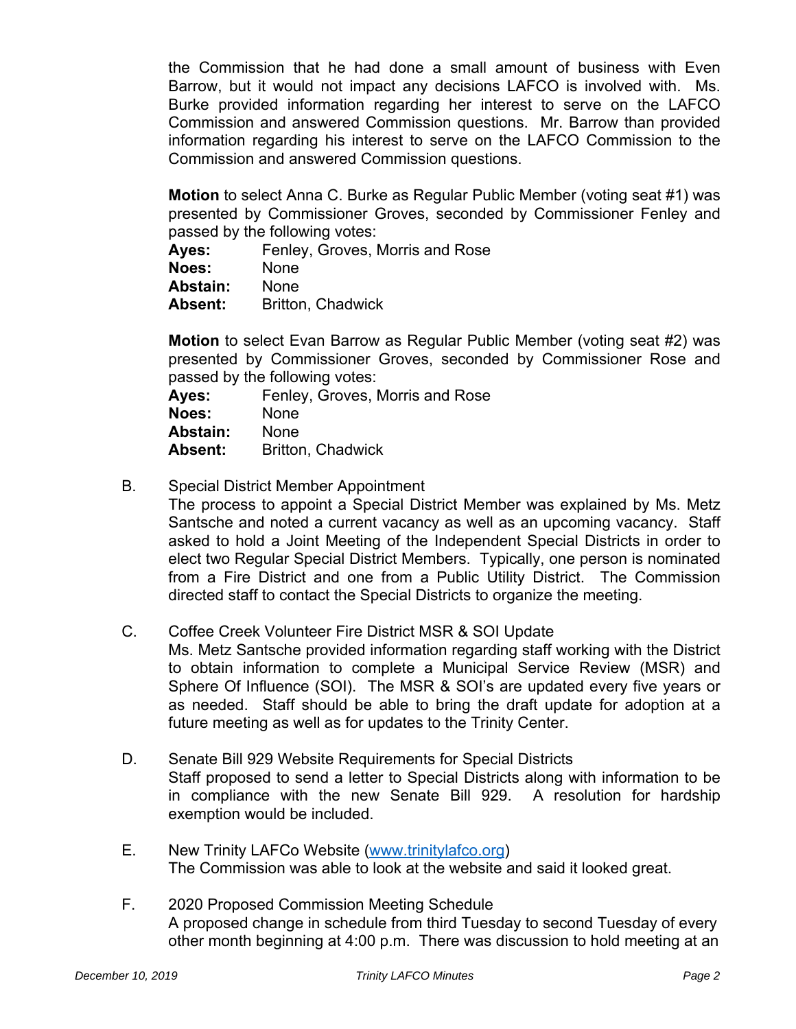the Commission that he had done a small amount of business with Even Barrow, but it would not impact any decisions LAFCO is involved with. Ms. Burke provided information regarding her interest to serve on the LAFCO Commission and answered Commission questions. Mr. Barrow than provided information regarding his interest to serve on the LAFCO Commission to the Commission and answered Commission questions.

**Motion** to select Anna C. Burke as Regular Public Member (voting seat #1) was presented by Commissioner Groves, seconded by Commissioner Fenley and passed by the following votes:

**Ayes:** Fenley, Groves, Morris and Rose
**Noes:** None
**Abstain:** None
**Absent:** Britton, Chadwick

**Motion** to select Evan Barrow as Regular Public Member (voting seat #2) was presented by Commissioner Groves, seconded by Commissioner Rose and passed by the following votes:

**Ayes:** Fenley, Groves, Morris and Rose
**Noes:** None
**Abstain:** None
**Absent:** Britton, Chadwick

B. Special District Member Appointment
The process to appoint a Special District Member was explained by Ms. Metz Santsche and noted a current vacancy as well as an upcoming vacancy. Staff asked to hold a Joint Meeting of the Independent Special Districts in order to elect two Regular Special District Members. Typically, one person is nominated from a Fire District and one from a Public Utility District. The Commission directed staff to contact the Special Districts to organize the meeting.

C. Coffee Creek Volunteer Fire District MSR & SOI Update
Ms. Metz Santsche provided information regarding staff working with the District to obtain information to complete a Municipal Service Review (MSR) and Sphere Of Influence (SOI). The MSR & SOI's are updated every five years or as needed. Staff should be able to bring the draft update for adoption at a future meeting as well as for updates to the Trinity Center.

D. Senate Bill 929 Website Requirements for Special Districts
Staff proposed to send a letter to Special Districts along with information to be in compliance with the new Senate Bill 929. A resolution for hardship exemption would be included.

E. New Trinity LAFCo Website (www.trinitylafco.org)
The Commission was able to look at the website and said it looked great.

F. 2020 Proposed Commission Meeting Schedule
A proposed change in schedule from third Tuesday to second Tuesday of every other month beginning at 4:00 p.m. There was discussion to hold meeting at an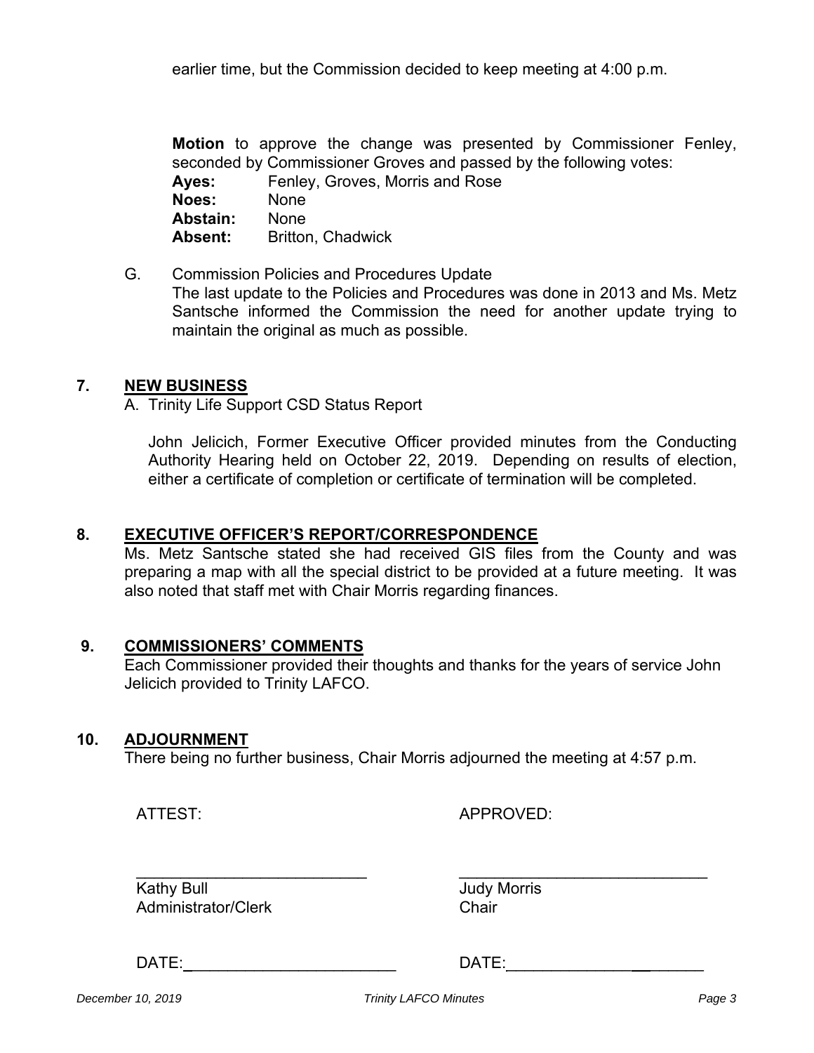earlier time, but the Commission decided to keep meeting at 4:00 p.m.

**Motion** to approve the change was presented by Commissioner Fenley, seconded by Commissioner Groves and passed by the following votes:

**Ayes:** Fenley, Groves, Morris and Rose
**Noes:** None
**Abstain:** None
**Absent:** Britton, Chadwick

G. Commission Policies and Procedures Update
The last update to the Policies and Procedures was done in 2013 and Ms. Metz Santsche informed the Commission the need for another update trying to maintain the original as much as possible.

## 7. NEW BUSINESS

A. Trinity Life Support CSD Status Report

John Jelicich, Former Executive Officer provided minutes from the Conducting Authority Hearing held on October 22, 2019. Depending on results of election, either a certificate of completion or certificate of termination will be completed.

## 8. EXECUTIVE OFFICER'S REPORT/CORRESPONDENCE

Ms. Metz Santsche stated she had received GIS files from the County and was preparing a map with all the special district to be provided at a future meeting. It was also noted that staff met with Chair Morris regarding finances.

## 9. COMMISSIONERS' COMMENTS

Each Commissioner provided their thoughts and thanks for the years of service John Jelicich provided to Trinity LAFCO.

## 10. ADJOURNMENT

There being no further business, Chair Morris adjourned the meeting at 4:57 p.m.

ATTEST:

\_\_\_\_\_\_\_\_\_\_\_\_\_\_\_\_\_\_\_\_\_\_\_\_\_\_\_
Kathy Bull
Administrator/Clerk

DATE:\_\_\_\_\_\_\_\_\_\_\_\_\_\_\_\_\_\_\_\_\_\_\_\_

APPROVED:

\_\_\_\_\_\_\_\_\_\_\_\_\_\_\_\_\_\_\_\_\_\_\_\_\_\_\_\_\_
Judy Morris
Chair

DATE:\_\_\_\_\_\_\_\_\_\_\_\_\_\_\_\_\_\_\_\_\_\_\_